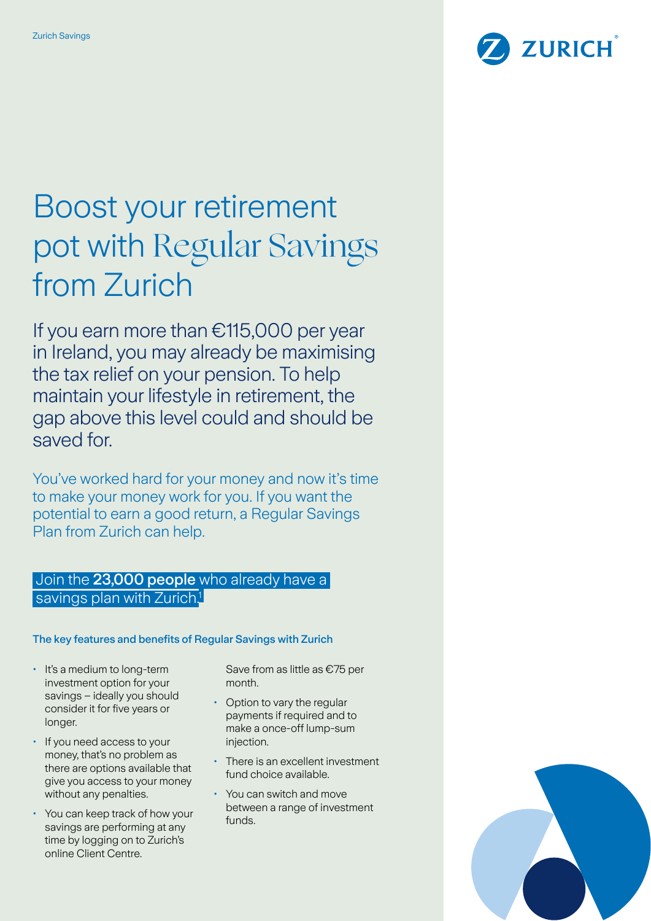# Boost your retirement pot with Regular Savings from Zurich

If you earn more than €115,000 per year in Ireland, you may already be maximising the tax relief on your pension. To help maintain your lifestyle in retirement, the gap above this level could and should be saved for.

You've worked hard for your money and now it's time to make your money work for you. If you want the potential to earn a good return, a Regular Savings Plan from Zurich can help.

Join the **23,000 people** who already have a savings plan with Zurich.[1]

### The key features and benefits of Regular Savings with Zurich

- It's a medium to long-term investment option for your savings – ideally you should consider it for five years or longer.
- If you need access to your money, that's no problem as there are options available that give you access to your money without any penalties.
- You can keep track of how your savings are performing at any time by logging on to Zurich's online Client Centre.

  Save from as little as €75 per month.
- Option to vary the regular payments if required and to make a once-off lump-sum injection.
- There is an excellent investment fund choice available.
- You can switch and move between a range of investment funds.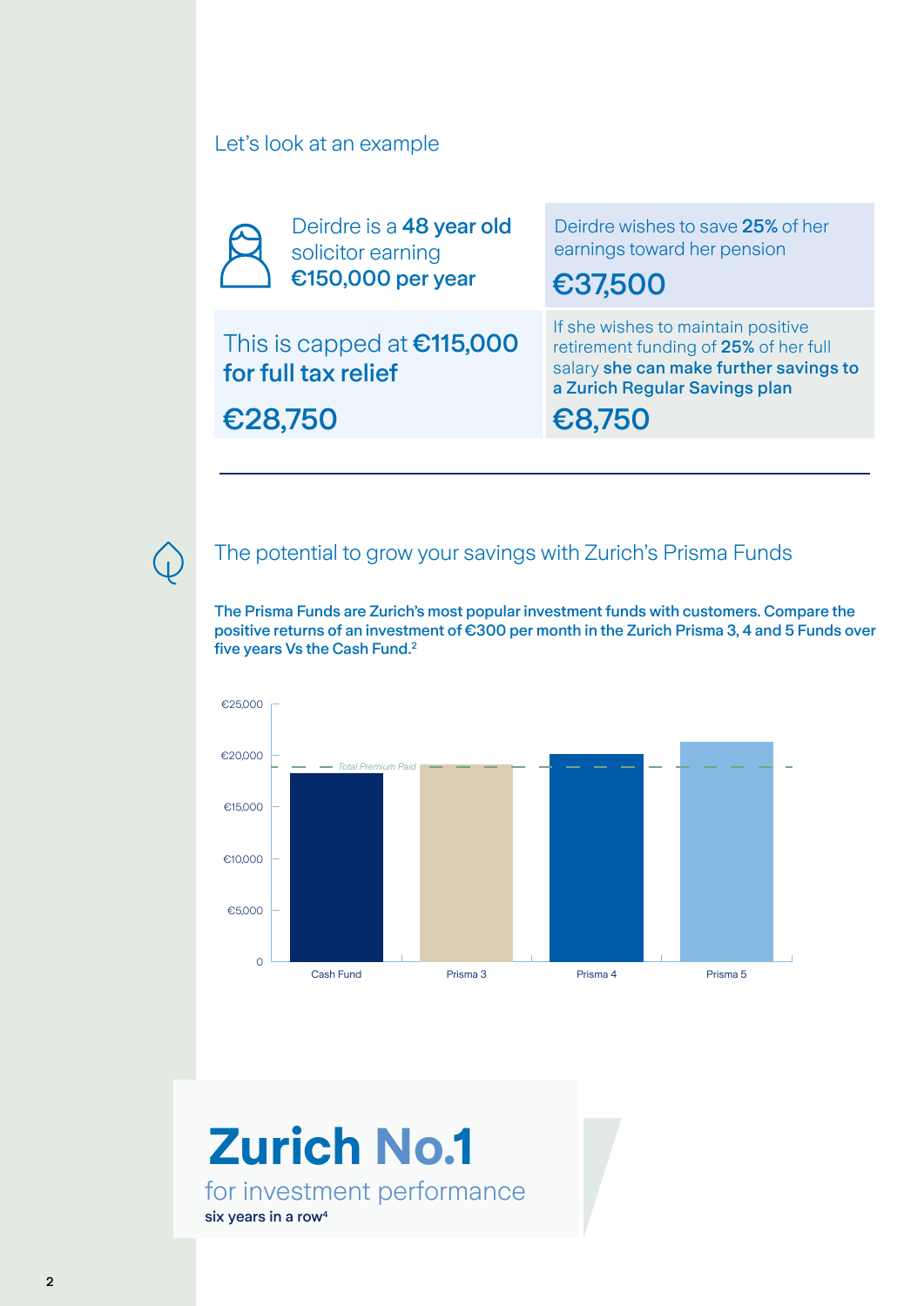## Let's look at an example

Deirdre is a **48 year old** solicitor earning **€150,000 per year**

Deirdre wishes to save **25%** of her earnings toward her pension

**€37,500**

This is capped at **€115,000 for full tax relief**

**€28,750**

If she wishes to maintain positive retirement funding of **25%** of her full salary **she can make further savings to a Zurich Regular Savings plan**

**€8,750**

## The potential to grow your savings with Zurich's Prisma Funds

**The Prisma Funds are Zurich's most popular investment funds with customers. Compare the positive returns of an investment of €300 per month in the Zurich Prisma 3, 4 and 5 Funds over five years Vs the Cash Fund.[2]**

€25,000
€20,000
€15,000
€10,000
€5,000
0

*Total Premium Paid*

Cash Fund | Prisma 3 | Prisma 4 | Prisma 5

# Zurich No.1

for investment performance

**six years in a row[4]**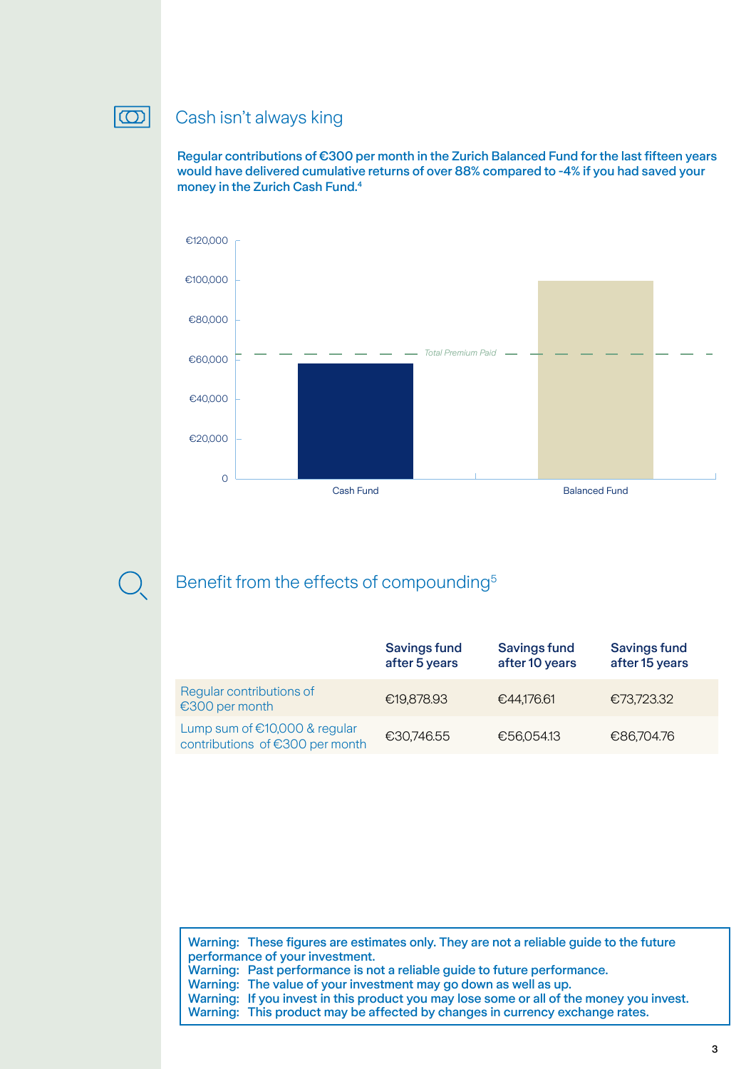## Cash isn't always king

**Regular contributions of €300 per month in the Zurich Balanced Fund for the last fifteen years would have delivered cumulative returns of over 88% compared to -4% if you had saved your money in the Zurich Cash Fund.[4]**

€120,000
€100,000
€80,000
€60,000
€40,000
€20,000
0

*Total Premium Paid*

Cash Fund

Balanced Fund

## Benefit from the effects of compounding[5]

| | Savings fund after 5 years | Savings fund after 10 years | Savings fund after 15 years |
|---|---|---|---|
| Regular contributions of €300 per month | €19,878.93 | €44,176.61 | €73,723.32 |
| Lump sum of €10,000 & regular contributions of €300 per month | €30,746.55 | €56,054.13 | €86,704.76 |

**Warning: These figures are estimates only. They are not a reliable guide to the future performance of your investment.**
**Warning: Past performance is not a reliable guide to future performance.**
**Warning: The value of your investment may go down as well as up.**
**Warning: If you invest in this product you may lose some or all of the money you invest.**
**Warning: This product may be affected by changes in currency exchange rates.**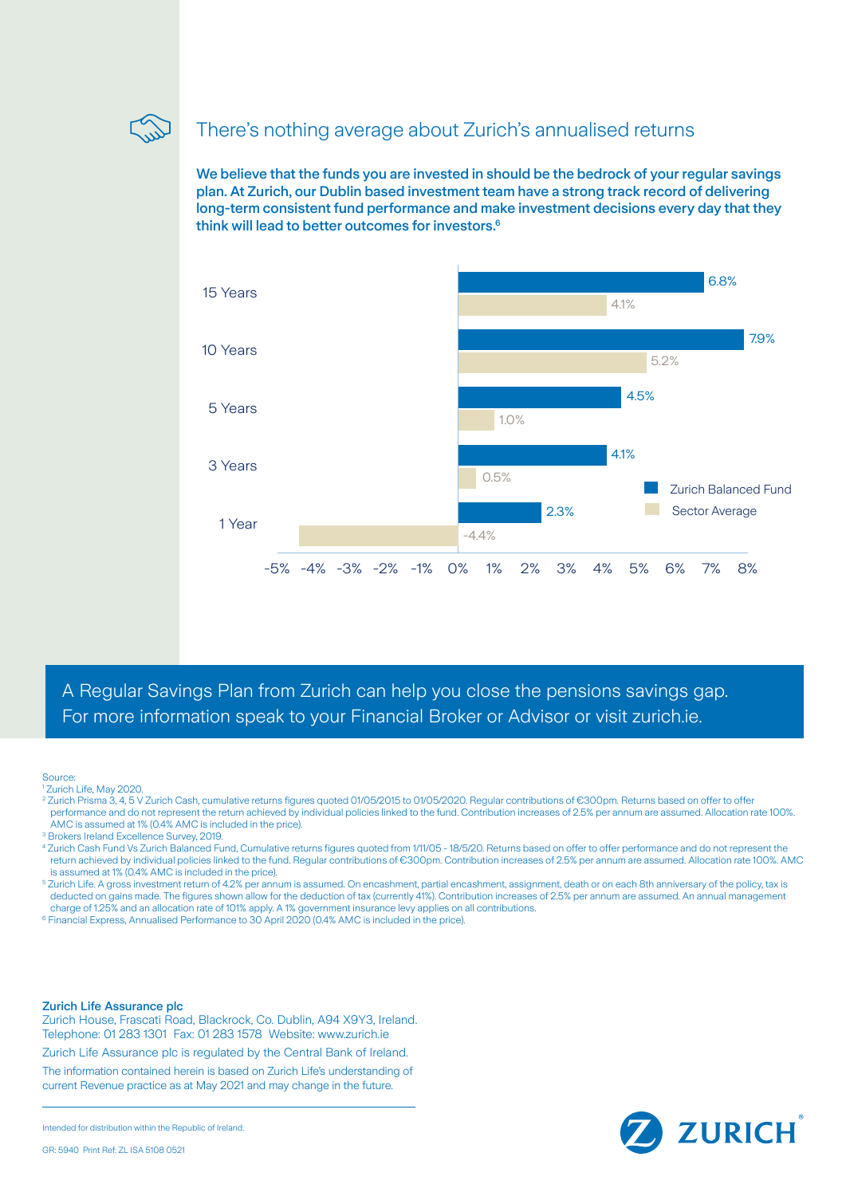## There's nothing average about Zurich's annualised returns

**We believe that the funds you are invested in should be the bedrock of your regular savings plan. At Zurich, our Dublin based investment team have a strong track record of delivering long-term consistent fund performance and make investment decisions every day that they think will lead to better outcomes for investors.[6]**

15 Years
6.8%
4.1%

10 Years
7.9%
5.2%

5 Years
4.5%
1.0%

3 Years
4.1%
0.5%

1 Year
2.3%
-4.4%

-5% -4% -3% -2% -1% 0% 1% 2% 3% 4% 5% 6% 7% 8%

Zurich Balanced Fund
Sector Average

A Regular Savings Plan from Zurich can help you close the pensions savings gap. For more information speak to your Financial Broker or Advisor or visit zurich.ie.

Source:

[1] Zurich Life, May 2020.

[2] Zurich Prisma 3, 4, 5 V Zurich Cash, cumulative returns figures quoted 01/05/2015 to 01/05/2020. Regular contributions of €300pm. Returns based on offer to offer performance and do not represent the return achieved by individual policies linked to the fund. Contribution increases of 2.5% per annum are assumed. Allocation rate 100%. AMC is assumed at 1% (0.4% AMC is included in the price).

[3] Brokers Ireland Excellence Survey, 2019.

[4] Zurich Cash Fund Vs Zurich Balanced Fund, Cumulative returns figures quoted from 1/11/05 - 18/5/20. Returns based on offer to offer performance and do not represent the return achieved by individual policies linked to the fund. Regular contributions of €300pm. Contribution increases of 2.5% per annum are assumed. Allocation rate 100%. AMC is assumed at 1% (0.4% AMC is included in the price).

[5] Zurich Life. A gross investment return of 4.2% per annum is assumed. On encashment, partial encashment, assignment, death or on each 8th anniversary of the policy, tax is deducted on gains made. The figures shown allow for the deduction of tax (currently 41%). Contribution increases of 2.5% per annum are assumed. An annual management charge of 1.25% and an allocation rate of 101% apply. A 1% government insurance levy applies on all contributions.

[6] Financial Express, Annualised Performance to 30 April 2020 (0.4% AMC is included in the price).

**Zurich Life Assurance plc**
Zurich House, Frascati Road, Blackrock, Co. Dublin, A94 X9Y3, Ireland.
Telephone: 01 283 1301 Fax: 01 283 1578 Website: www.zurich.ie

Zurich Life Assurance plc is regulated by the Central Bank of Ireland.

The information contained herein is based on Zurich Life's understanding of current Revenue practice as at May 2021 and may change in the future.

Intended for distribution within the Republic of Ireland.

GR: 5940 Print Ref: ZL ISA 5108 0521

ZURICH